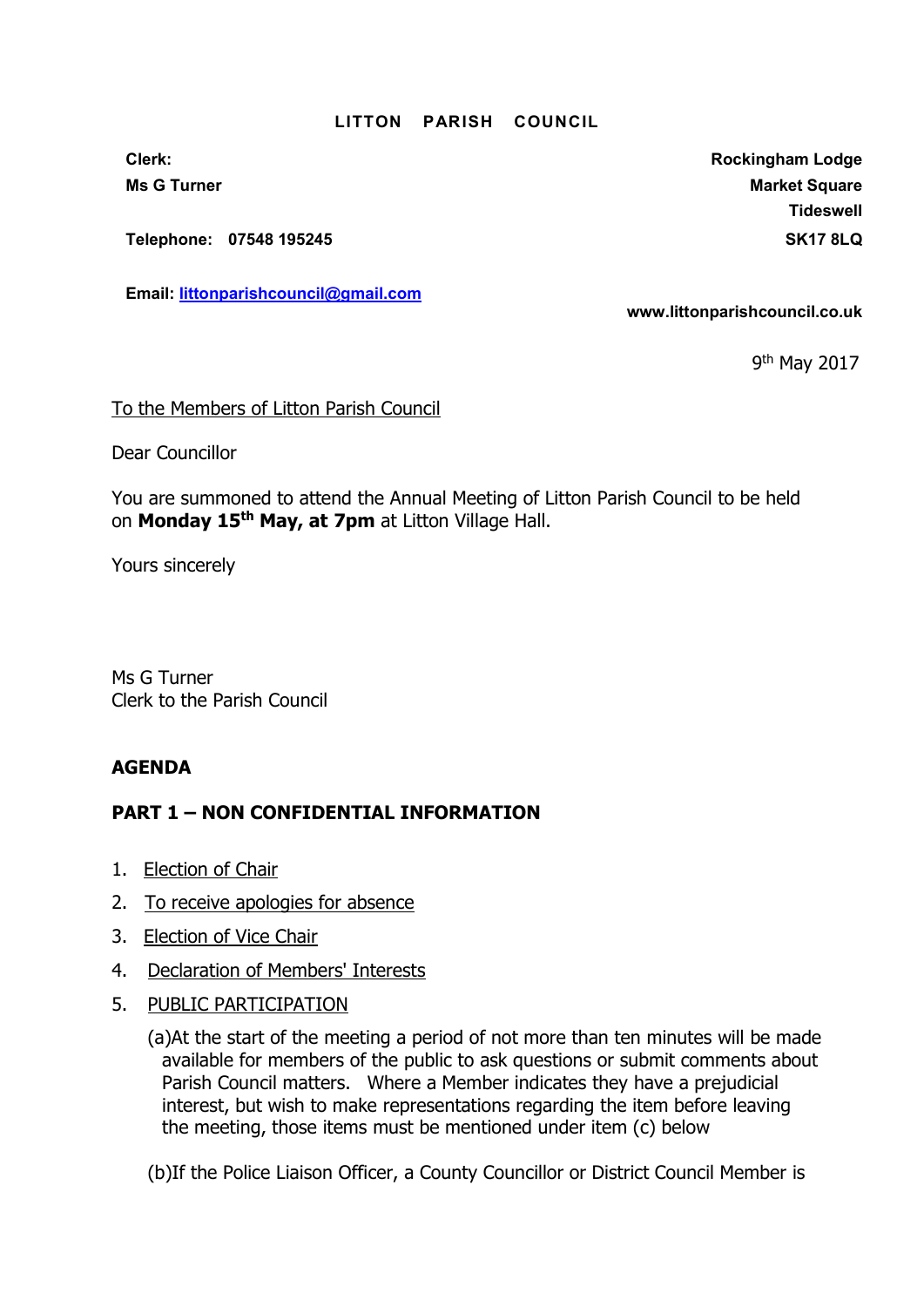# LITTON PARISH COUNCIL

**Clerk:**
**Ms G Turner**

**Telephone: 07548 195245**

**Email: littonparishcouncil@gmail.com**

**Rockingham Lodge**
**Market Square**
**Tideswell**
**SK17 8LQ**

**www.littonparishcouncil.co.uk**

9th May 2017

To the Members of Litton Parish Council

Dear Councillor

You are summoned to attend the Annual Meeting of Litton Parish Council to be held on **Monday 15th May, at 7pm** at Litton Village Hall.

Yours sincerely

Ms G Turner
Clerk to the Parish Council

## AGENDA

## PART 1 – NON CONFIDENTIAL INFORMATION

1. Election of Chair
2. To receive apologies for absence
3. Election of Vice Chair
4. Declaration of Members' Interests
5. PUBLIC PARTICIPATION

   (a)At the start of the meeting a period of not more than ten minutes will be made available for members of the public to ask questions or submit comments about Parish Council matters. Where a Member indicates they have a prejudicial interest, but wish to make representations regarding the item before leaving the meeting, those items must be mentioned under item (c) below

   (b)If the Police Liaison Officer, a County Councillor or District Council Member is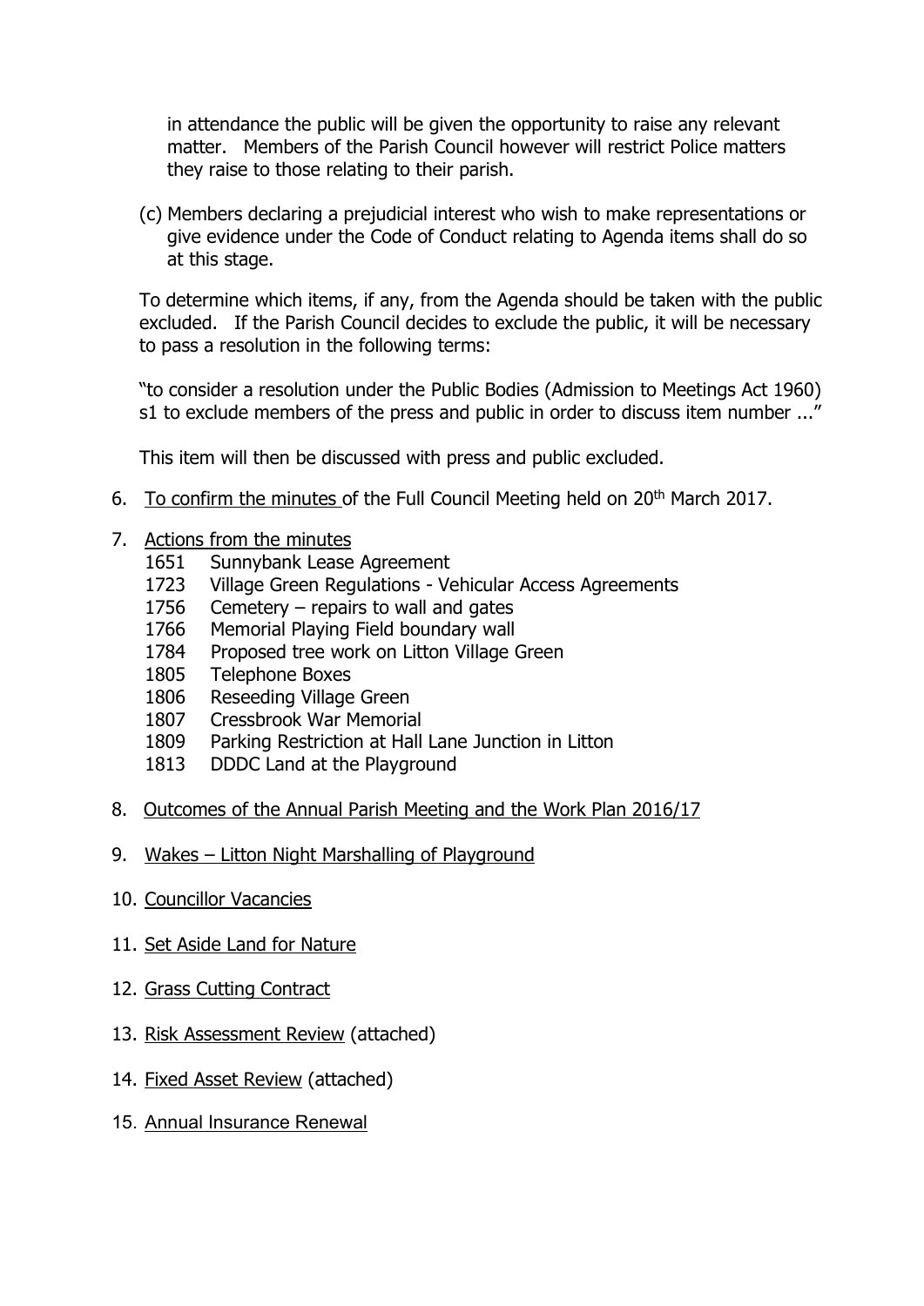in attendance the public will be given the opportunity to raise any relevant matter. Members of the Parish Council however will restrict Police matters they raise to those relating to their parish.

(c) Members declaring a prejudicial interest who wish to make representations or give evidence under the Code of Conduct relating to Agenda items shall do so at this stage.

To determine which items, if any, from the Agenda should be taken with the public excluded. If the Parish Council decides to exclude the public, it will be necessary to pass a resolution in the following terms:

"to consider a resolution under the Public Bodies (Admission to Meetings Act 1960) s1 to exclude members of the press and public in order to discuss item number ..."

This item will then be discussed with press and public excluded.

6. To confirm the minutes of the Full Council Meeting held on 20th March 2017.

7. Actions from the minutes
   - 1651 Sunnybank Lease Agreement
   - 1723 Village Green Regulations - Vehicular Access Agreements
   - 1756 Cemetery – repairs to wall and gates
   - 1766 Memorial Playing Field boundary wall
   - 1784 Proposed tree work on Litton Village Green
   - 1805 Telephone Boxes
   - 1806 Reseeding Village Green
   - 1807 Cressbrook War Memorial
   - 1809 Parking Restriction at Hall Lane Junction in Litton
   - 1813 DDDC Land at the Playground

8. Outcomes of the Annual Parish Meeting and the Work Plan 2016/17

9. Wakes – Litton Night Marshalling of Playground

10. Councillor Vacancies

11. Set Aside Land for Nature

12. Grass Cutting Contract

13. Risk Assessment Review (attached)

14. Fixed Asset Review (attached)

15. Annual Insurance Renewal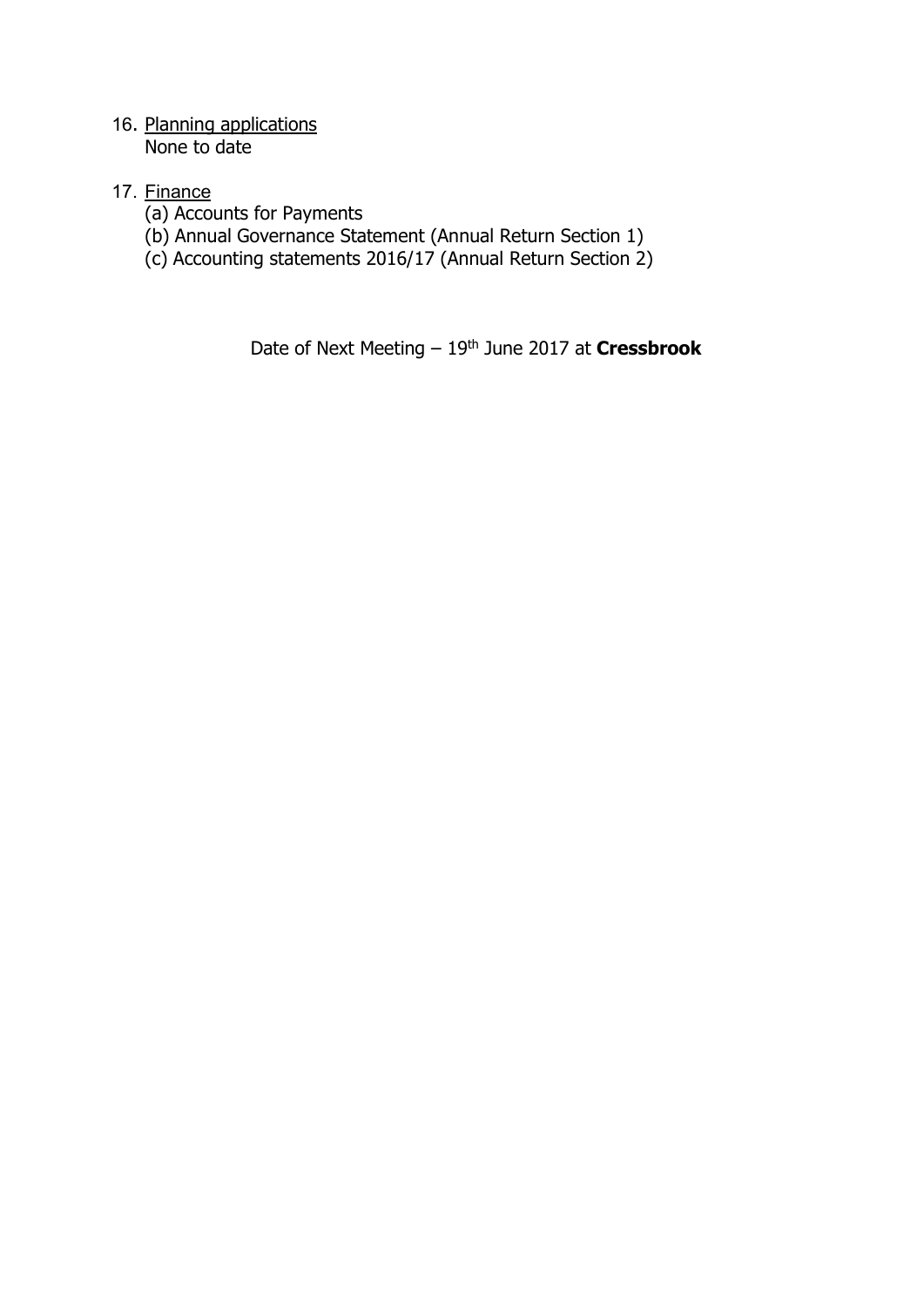16. <u>Planning applications</u>
    None to date

17. <u>Finance</u>
    (a) Accounts for Payments
    (b) Annual Governance Statement (Annual Return Section 1)
    (c) Accounting statements 2016/17 (Annual Return Section 2)

Date of Next Meeting – 19th June 2017 at **Cressbrook**